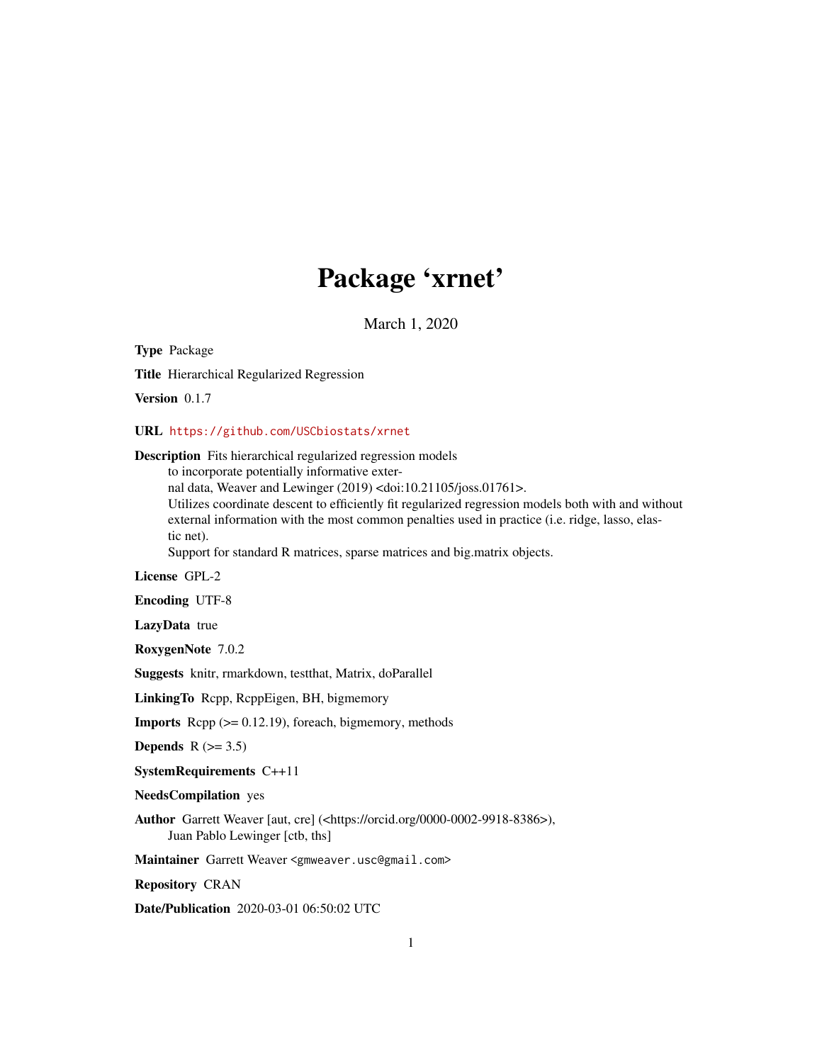# Package 'xrnet'

March 1, 2020

**Type** Package

**Title** Hierarchical Regularized Regression

**Version** 0.1.7

**URL** https://github.com/USCbiostats/xrnet

**Description** Fits hierarchical regularized regression models to incorporate potentially informative external data, Weaver and Lewinger (2019) <doi:10.21105/joss.01761>.
Utilizes coordinate descent to efficiently fit regularized regression models both with and without external information with the most common penalties used in practice (i.e. ridge, lasso, elastic net).
Support for standard R matrices, sparse matrices and big.matrix objects.

**License** GPL-2

**Encoding** UTF-8

**LazyData** true

**RoxygenNote** 7.0.2

**Suggests** knitr, rmarkdown, testthat, Matrix, doParallel

**LinkingTo** Rcpp, RcppEigen, BH, bigmemory

**Imports** Rcpp (>= 0.12.19), foreach, bigmemory, methods

**Depends** R (>= 3.5)

**SystemRequirements** C++11

**NeedsCompilation** yes

**Author** Garrett Weaver [aut, cre] (<https://orcid.org/0000-0002-9918-8386>),
Juan Pablo Lewinger [ctb, ths]

**Maintainer** Garrett Weaver <gmweaver.usc@gmail.com>

**Repository** CRAN

**Date/Publication** 2020-03-01 06:50:02 UTC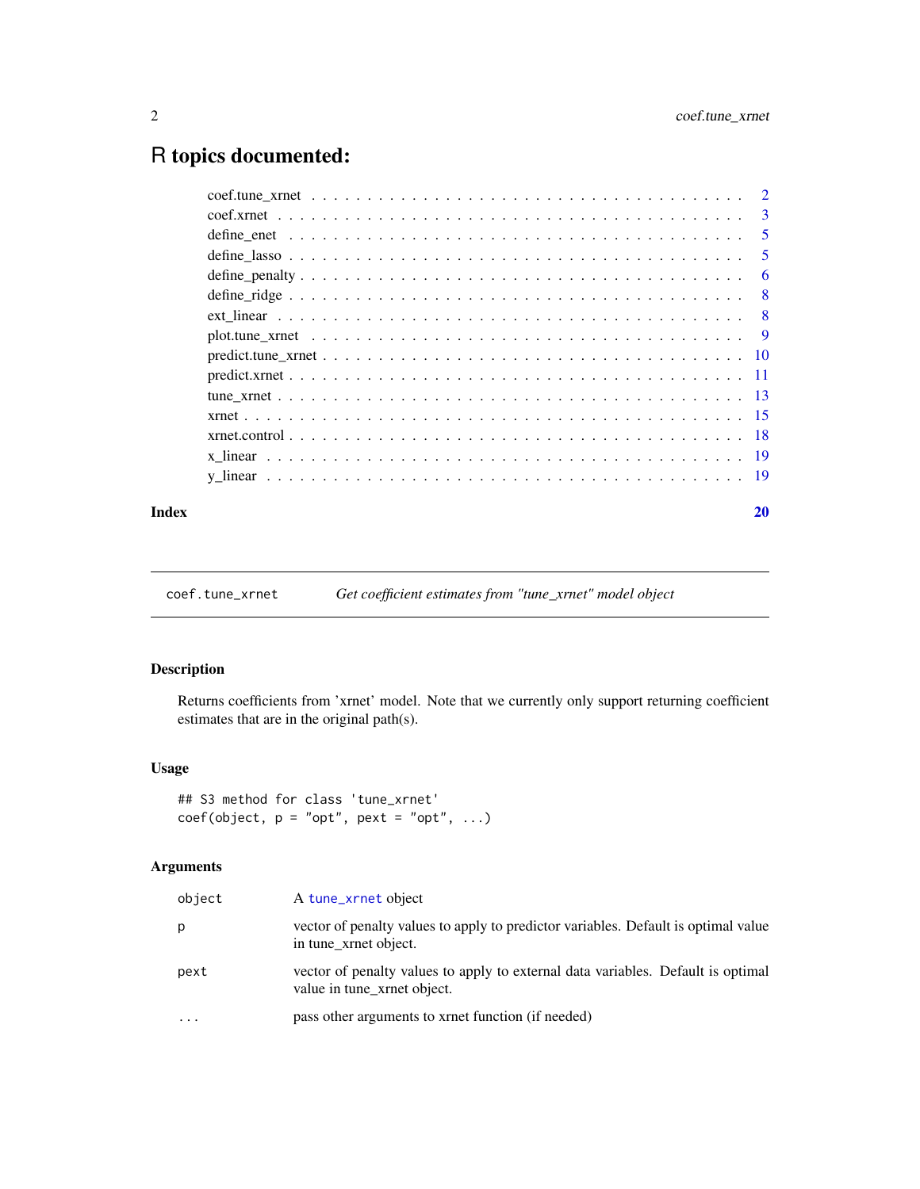# R topics documented:

| | |
|---|---|
| coef.tune_xrnet | 2 |
| coef.xrnet | 3 |
| define_enet | 5 |
| define_lasso | 5 |
| define_penalty | 6 |
| define_ridge | 8 |
| ext_linear | 8 |
| plot.tune_xrnet | 9 |
| predict.tune_xrnet | 10 |
| predict.xrnet | 11 |
| tune_xrnet | 13 |
| xrnet | 15 |
| xrnet.control | 18 |
| x_linear | 19 |
| y_linear | 19 |

**Index** **20**

---

`coef.tune_xrnet` *Get coefficient estimates from "tune_xrnet" model object*

---

### Description

Returns coefficients from 'xrnet' model. Note that we currently only support returning coefficient estimates that are in the original path(s).

### Usage

```
## S3 method for class 'tune_xrnet'
coef(object, p = "opt", pext = "opt", ...)
```

### Arguments

| | |
|---|---|
| `object` | A `tune_xrnet` object |
| `p` | vector of penalty values to apply to predictor variables. Default is optimal value in tune_xrnet object. |
| `pext` | vector of penalty values to apply to external data variables. Default is optimal value in tune_xrnet object. |
| `...` | pass other arguments to xrnet function (if needed) |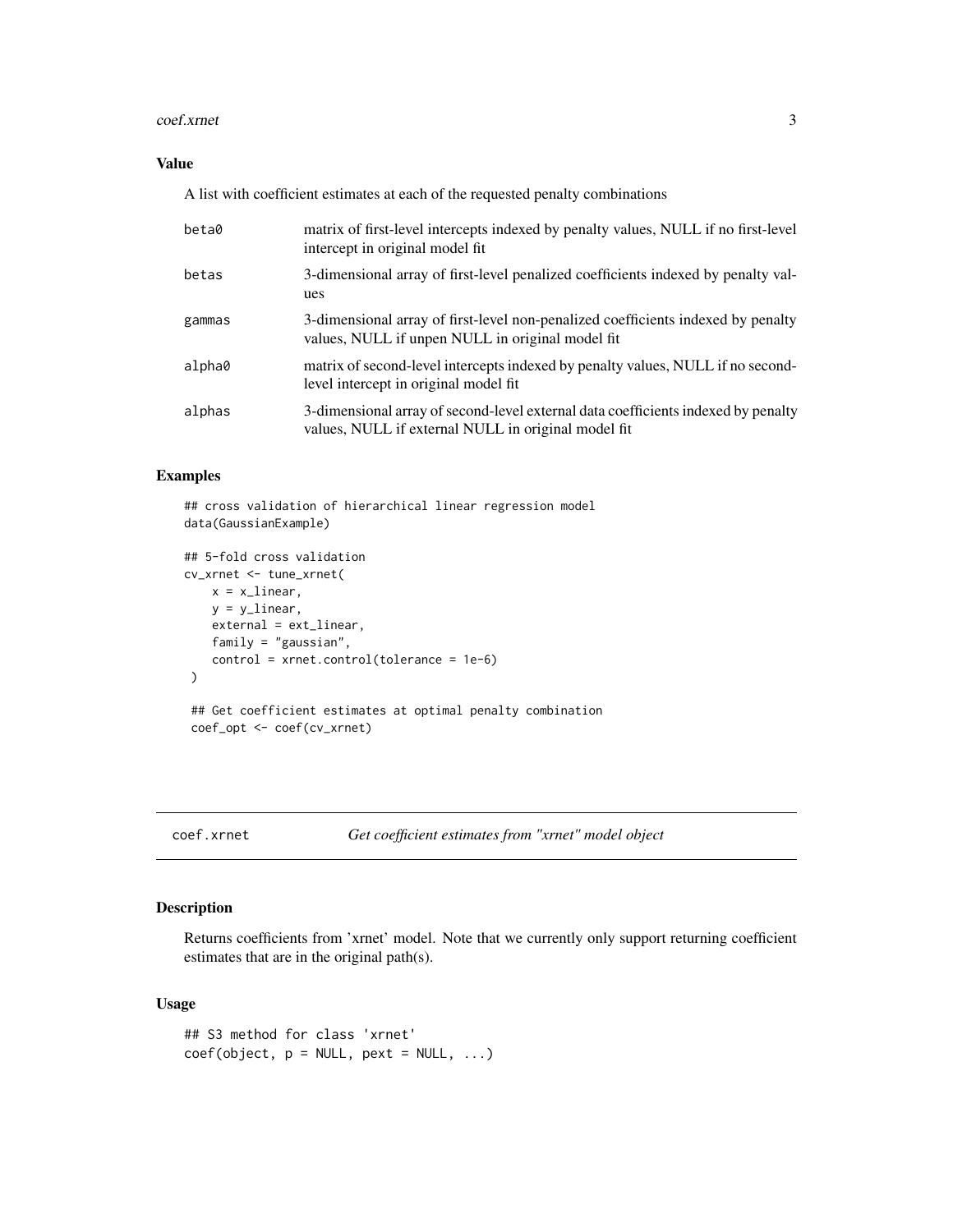### Value

A list with coefficient estimates at each of the requested penalty combinations

| | |
|---|---|
| beta0 | matrix of first-level intercepts indexed by penalty values, NULL if no first-level intercept in original model fit |
| betas | 3-dimensional array of first-level penalized coefficients indexed by penalty values |
| gammas | 3-dimensional array of first-level non-penalized coefficients indexed by penalty values, NULL if unpen NULL in original model fit |
| alpha0 | matrix of second-level intercepts indexed by penalty values, NULL if no second-level intercept in original model fit |
| alphas | 3-dimensional array of second-level external data coefficients indexed by penalty values, NULL if external NULL in original model fit |

### Examples

```
## cross validation of hierarchical linear regression model
data(GaussianExample)

## 5-fold cross validation
cv_xrnet <- tune_xrnet(
    x = x_linear,
    y = y_linear,
    external = ext_linear,
    family = "gaussian",
    control = xrnet.control(tolerance = 1e-6)
 )

 ## Get coefficient estimates at optimal penalty combination
 coef_opt <- coef(cv_xrnet)
```

---

## coef.xrnet — *Get coefficient estimates from "xrnet" model object*

### Description

Returns coefficients from 'xrnet' model. Note that we currently only support returning coefficient estimates that are in the original path(s).

### Usage

```
## S3 method for class 'xrnet'
coef(object, p = NULL, pext = NULL, ...)
```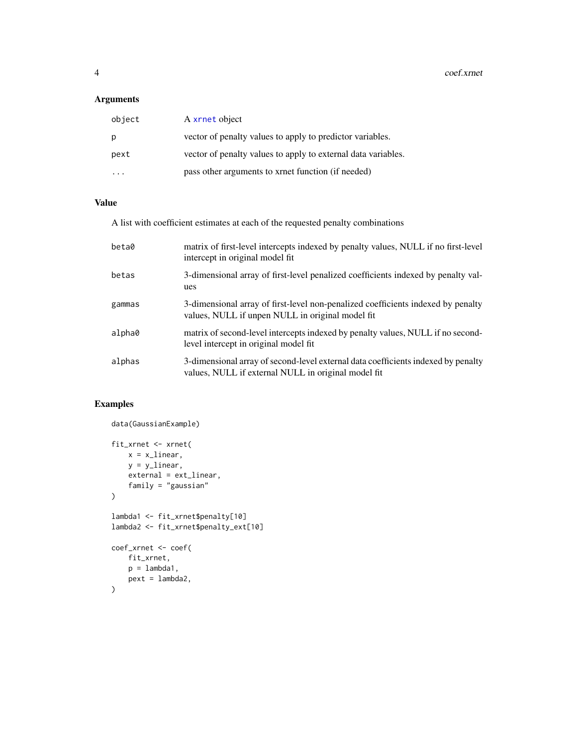## Arguments

| | |
|---|---|
| `object` | A `xrnet` object |
| `p` | vector of penalty values to apply to predictor variables. |
| `pext` | vector of penalty values to apply to external data variables. |
| `...` | pass other arguments to xrnet function (if needed) |

## Value

A list with coefficient estimates at each of the requested penalty combinations

| | |
|---|---|
| `beta0` | matrix of first-level intercepts indexed by penalty values, NULL if no first-level intercept in original model fit |
| `betas` | 3-dimensional array of first-level penalized coefficients indexed by penalty values |
| `gammas` | 3-dimensional array of first-level non-penalized coefficients indexed by penalty values, NULL if unpen NULL in original model fit |
| `alpha0` | matrix of second-level intercepts indexed by penalty values, NULL if no second-level intercept in original model fit |
| `alphas` | 3-dimensional array of second-level external data coefficients indexed by penalty values, NULL if external NULL in original model fit |

## Examples

```
data(GaussianExample)

fit_xrnet <- xrnet(
    x = x_linear,
    y = y_linear,
    external = ext_linear,
    family = "gaussian"
)

lambda1 <- fit_xrnet$penalty[10]
lambda2 <- fit_xrnet$penalty_ext[10]

coef_xrnet <- coef(
    fit_xrnet,
    p = lambda1,
    pext = lambda2,
)
```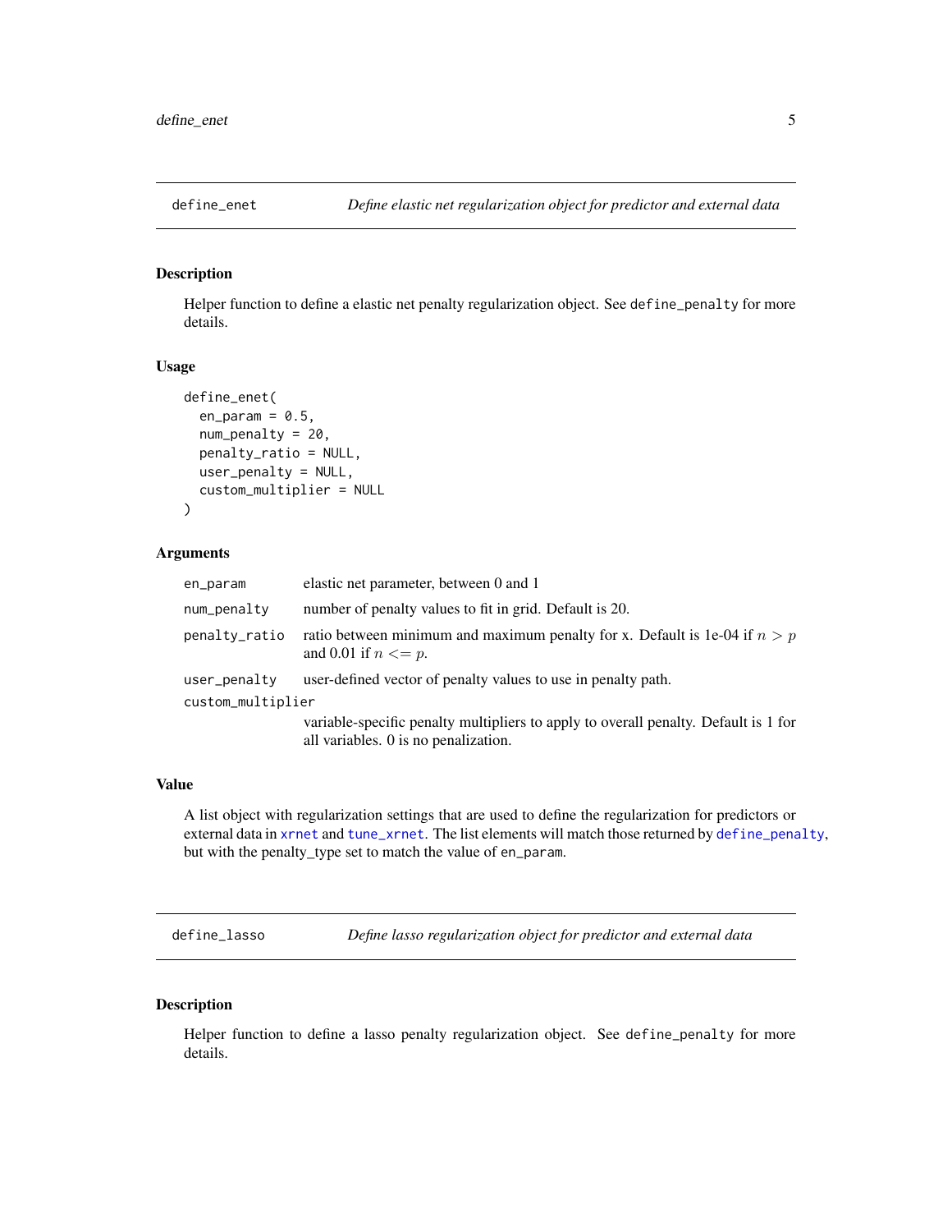## define_enet — *Define elastic net regularization object for predictor and external data*

### Description

Helper function to define a elastic net penalty regularization object. See `define_penalty` for more details.

### Usage

```
define_enet(
  en_param = 0.5,
  num_penalty = 20,
  penalty_ratio = NULL,
  user_penalty = NULL,
  custom_multiplier = NULL
)
```

### Arguments

| | |
|---|---|
| `en_param` | elastic net parameter, between 0 and 1 |
| `num_penalty` | number of penalty values to fit in grid. Default is 20. |
| `penalty_ratio` | ratio between minimum and maximum penalty for x. Default is 1e-04 if $n > p$ and 0.01 if $n <= p$. |
| `user_penalty` | user-defined vector of penalty values to use in penalty path. |
| `custom_multiplier` | variable-specific penalty multipliers to apply to overall penalty. Default is 1 for all variables. 0 is no penalization. |

### Value

A list object with regularization settings that are used to define the regularization for predictors or external data in `xrnet` and `tune_xrnet`. The list elements will match those returned by `define_penalty`, but with the penalty_type set to match the value of `en_param`.

## define_lasso — *Define lasso regularization object for predictor and external data*

### Description

Helper function to define a lasso penalty regularization object. See `define_penalty` for more details.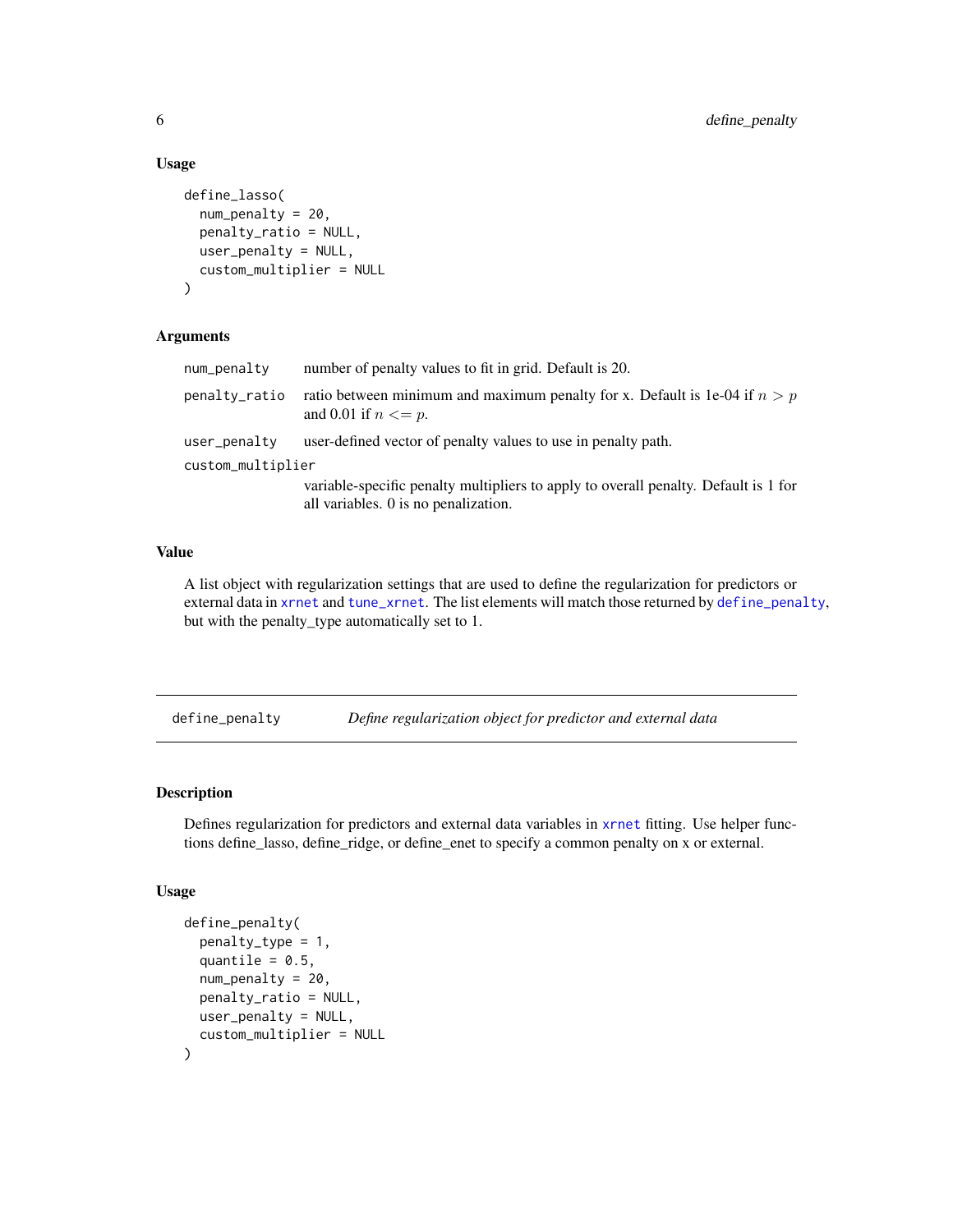### Usage

```
define_lasso(
  num_penalty = 20,
  penalty_ratio = NULL,
  user_penalty = NULL,
  custom_multiplier = NULL
)
```

### Arguments

| | |
|---|---|
| num_penalty | number of penalty values to fit in grid. Default is 20. |
| penalty_ratio | ratio between minimum and maximum penalty for x. Default is 1e-04 if $n > p$ and 0.01 if $n <= p$. |
| user_penalty | user-defined vector of penalty values to use in penalty path. |
| custom_multiplier | variable-specific penalty multipliers to apply to overall penalty. Default is 1 for all variables. 0 is no penalization. |

### Value

A list object with regularization settings that are used to define the regularization for predictors or external data in xrnet and tune_xrnet. The list elements will match those returned by define_penalty, but with the penalty_type automatically set to 1.

---

## define_penalty — *Define regularization object for predictor and external data*

### Description

Defines regularization for predictors and external data variables in xrnet fitting. Use helper functions define_lasso, define_ridge, or define_enet to specify a common penalty on x or external.

### Usage

```
define_penalty(
  penalty_type = 1,
  quantile = 0.5,
  num_penalty = 20,
  penalty_ratio = NULL,
  user_penalty = NULL,
  custom_multiplier = NULL
)
```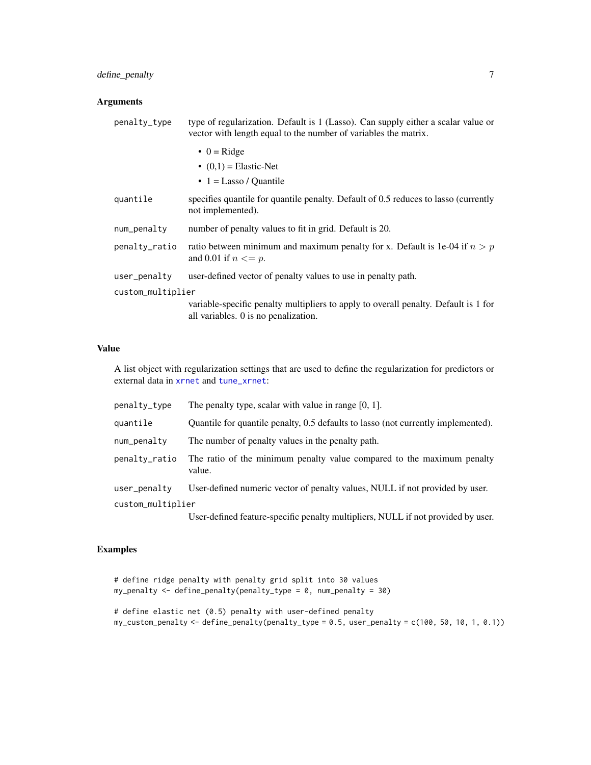## Arguments

| | |
|---|---|
| `penalty_type` | type of regularization. Default is 1 (Lasso). Can supply either a scalar value or vector with length equal to the number of variables the matrix.<br>• 0 = Ridge<br>• (0,1) = Elastic-Net<br>• 1 = Lasso / Quantile |
| `quantile` | specifies quantile for quantile penalty. Default of 0.5 reduces to lasso (currently not implemented). |
| `num_penalty` | number of penalty values to fit in grid. Default is 20. |
| `penalty_ratio` | ratio between minimum and maximum penalty for x. Default is 1e-04 if $n > p$ and 0.01 if $n <= p$. |
| `user_penalty` | user-defined vector of penalty values to use in penalty path. |
| `custom_multiplier` | variable-specific penalty multipliers to apply to overall penalty. Default is 1 for all variables. 0 is no penalization. |

## Value

A list object with regularization settings that are used to define the regularization for predictors or external data in `xrnet` and `tune_xrnet`:

| | |
|---|---|
| `penalty_type` | The penalty type, scalar with value in range [0, 1]. |
| `quantile` | Quantile for quantile penalty, 0.5 defaults to lasso (not currently implemented). |
| `num_penalty` | The number of penalty values in the penalty path. |
| `penalty_ratio` | The ratio of the minimum penalty value compared to the maximum penalty value. |
| `user_penalty` | User-defined numeric vector of penalty values, NULL if not provided by user. |
| `custom_multiplier` | User-defined feature-specific penalty multipliers, NULL if not provided by user. |

## Examples

```
# define ridge penalty with penalty grid split into 30 values
my_penalty <- define_penalty(penalty_type = 0, num_penalty = 30)

# define elastic net (0.5) penalty with user-defined penalty
my_custom_penalty <- define_penalty(penalty_type = 0.5, user_penalty = c(100, 50, 10, 1, 0.1))
```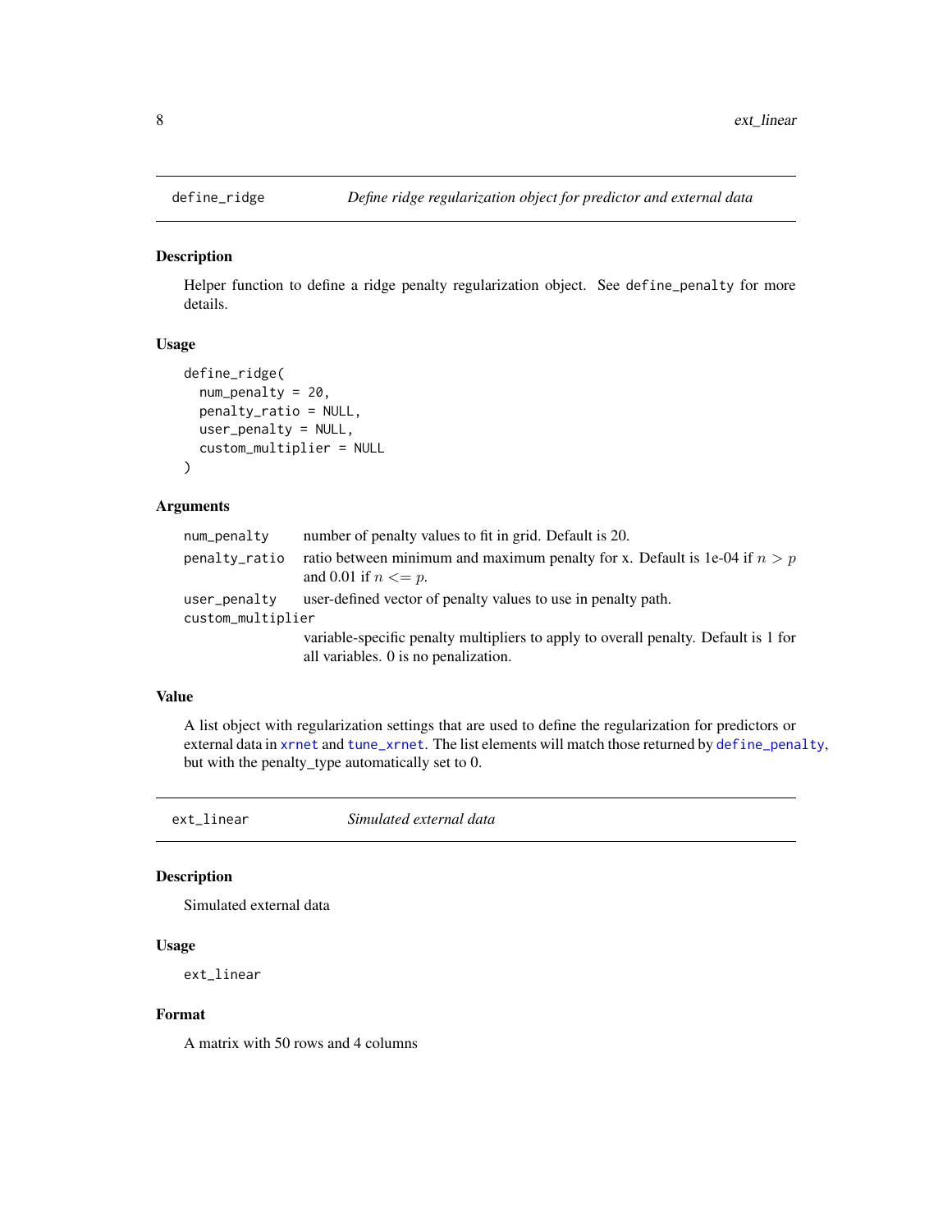## define_ridge — *Define ridge regularization object for predictor and external data*

### Description

Helper function to define a ridge penalty regularization object. See define_penalty for more details.

### Usage

```
define_ridge(
  num_penalty = 20,
  penalty_ratio = NULL,
  user_penalty = NULL,
  custom_multiplier = NULL
)
```

### Arguments

| | |
|---|---|
| num_penalty | number of penalty values to fit in grid. Default is 20. |
| penalty_ratio | ratio between minimum and maximum penalty for x. Default is 1e-04 if $n > p$ and 0.01 if $n <= p$. |
| user_penalty | user-defined vector of penalty values to use in penalty path. |
| custom_multiplier | variable-specific penalty multipliers to apply to overall penalty. Default is 1 for all variables. 0 is no penalization. |

### Value

A list object with regularization settings that are used to define the regularization for predictors or external data in xrnet and tune_xrnet. The list elements will match those returned by define_penalty, but with the penalty_type automatically set to 0.

## ext_linear — *Simulated external data*

### Description

Simulated external data

### Usage

```
ext_linear
```

### Format

A matrix with 50 rows and 4 columns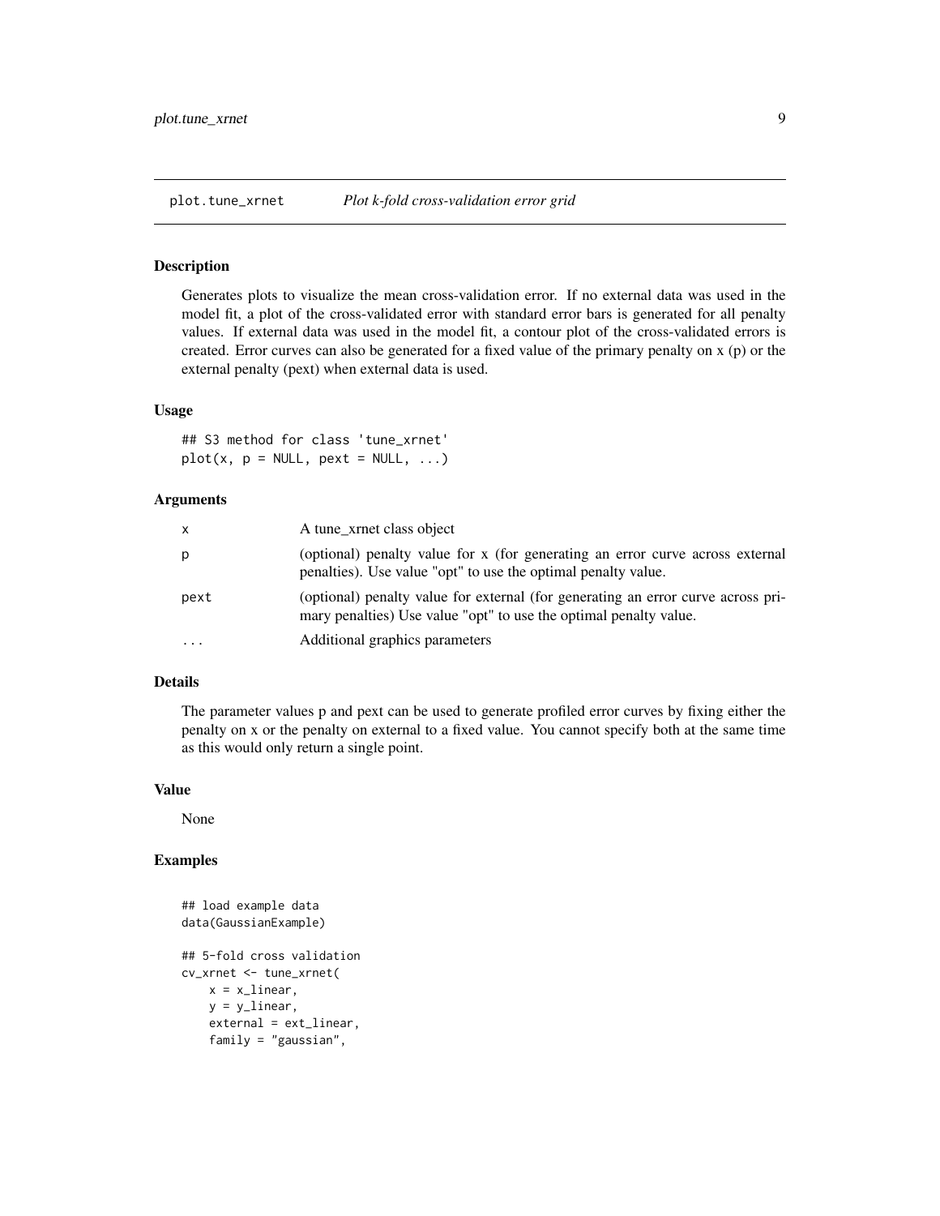## plot.tune_xrnet *Plot k-fold cross-validation error grid*

### Description

Generates plots to visualize the mean cross-validation error. If no external data was used in the model fit, a plot of the cross-validated error with standard error bars is generated for all penalty values. If external data was used in the model fit, a contour plot of the cross-validated errors is created. Error curves can also be generated for a fixed value of the primary penalty on x (p) or the external penalty (pext) when external data is used.

### Usage

```
## S3 method for class 'tune_xrnet'
plot(x, p = NULL, pext = NULL, ...)
```

### Arguments

| | |
|---|---|
| x | A tune_xrnet class object |
| p | (optional) penalty value for x (for generating an error curve across external penalties). Use value "opt" to use the optimal penalty value. |
| pext | (optional) penalty value for external (for generating an error curve across primary penalties) Use value "opt" to use the optimal penalty value. |
| ... | Additional graphics parameters |

### Details

The parameter values p and pext can be used to generate profiled error curves by fixing either the penalty on x or the penalty on external to a fixed value. You cannot specify both at the same time as this would only return a single point.

### Value

None

### Examples

```
## load example data
data(GaussianExample)

## 5-fold cross validation
cv_xrnet <- tune_xrnet(
    x = x_linear,
    y = y_linear,
    external = ext_linear,
    family = "gaussian",
```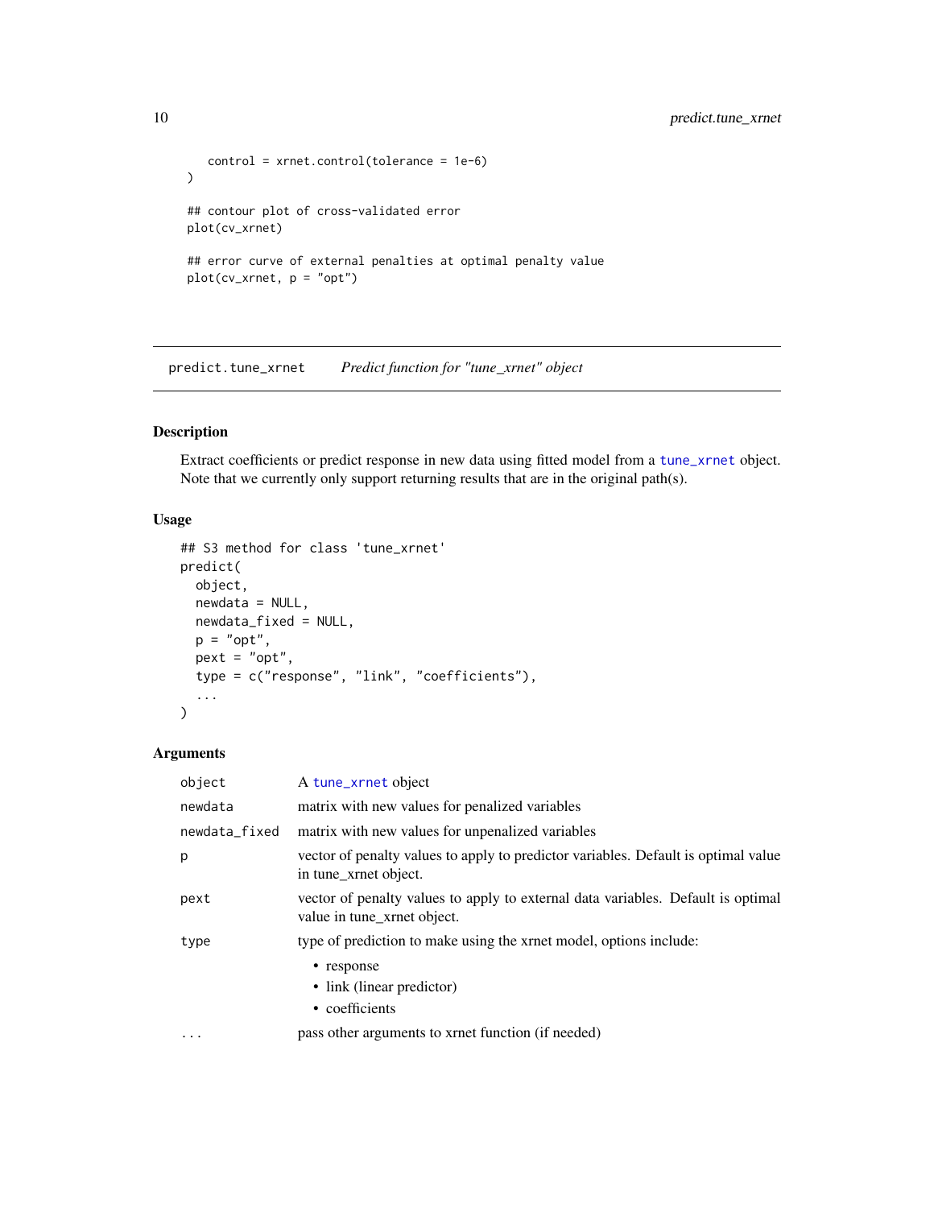```
    control = xrnet.control(tolerance = 1e-6)
)

## contour plot of cross-validated error
plot(cv_xrnet)

## error curve of external penalties at optimal penalty value
plot(cv_xrnet, p = "opt")
```

---

## predict.tune_xrnet — *Predict function for "tune_xrnet" object*

---

### Description

Extract coefficients or predict response in new data using fitted model from a tune_xrnet object. Note that we currently only support returning results that are in the original path(s).

### Usage

```
## S3 method for class 'tune_xrnet'
predict(
  object,
  newdata = NULL,
  newdata_fixed = NULL,
  p = "opt",
  pext = "opt",
  type = c("response", "link", "coefficients"),
  ...
)
```

### Arguments

| | |
|---|---|
| `object` | A tune_xrnet object |
| `newdata` | matrix with new values for penalized variables |
| `newdata_fixed` | matrix with new values for unpenalized variables |
| `p` | vector of penalty values to apply to predictor variables. Default is optimal value in tune_xrnet object. |
| `pext` | vector of penalty values to apply to external data variables. Default is optimal value in tune_xrnet object. |
| `type` | type of prediction to make using the xrnet model, options include: <br>• response <br>• link (linear predictor) <br>• coefficients |
| `...` | pass other arguments to xrnet function (if needed) |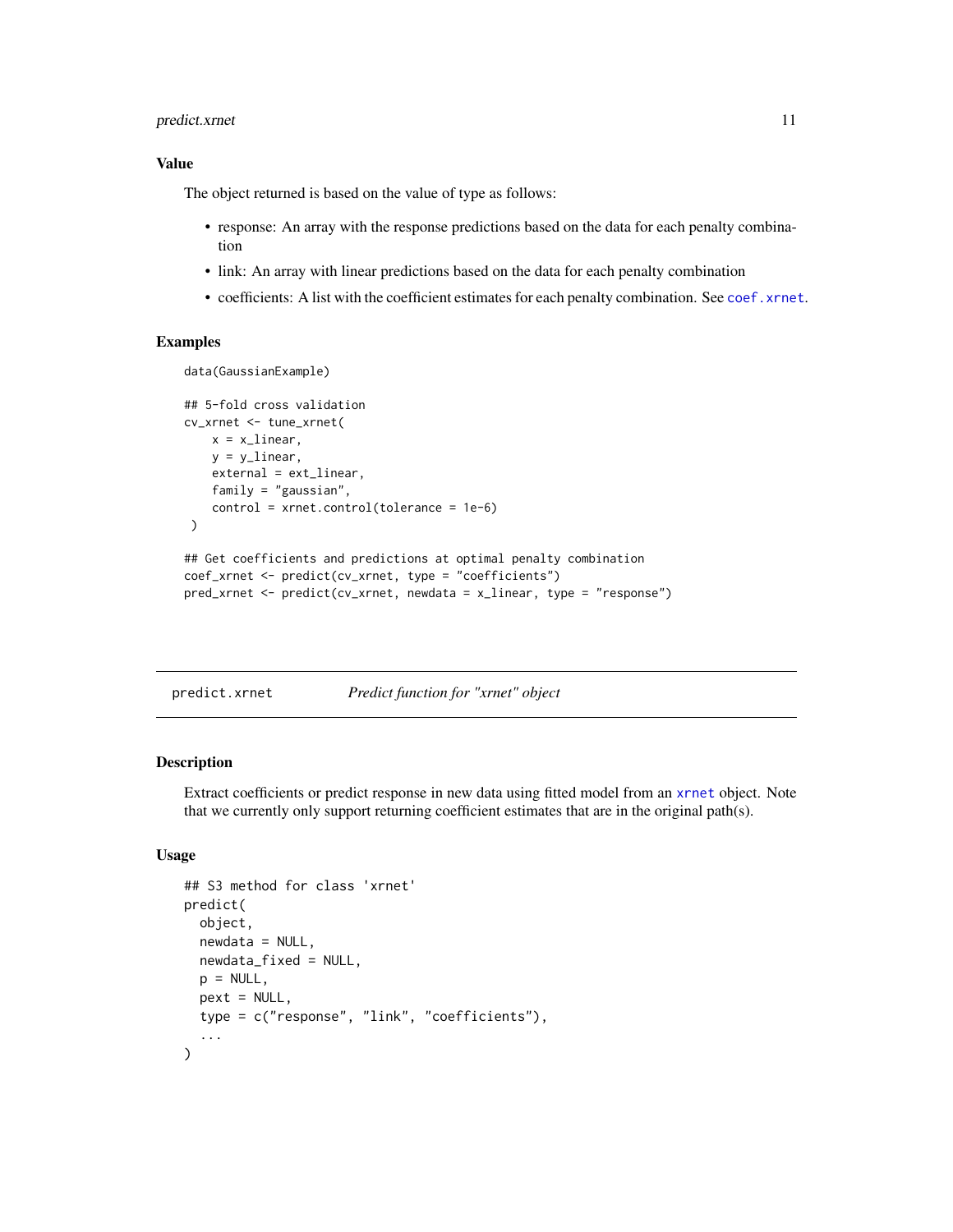### Value

The object returned is based on the value of type as follows:

- response: An array with the response predictions based on the data for each penalty combination
- link: An array with linear predictions based on the data for each penalty combination
- coefficients: A list with the coefficient estimates for each penalty combination. See `coef.xrnet`.

### Examples

```
data(GaussianExample)

## 5-fold cross validation
cv_xrnet <- tune_xrnet(
    x = x_linear,
    y = y_linear,
    external = ext_linear,
    family = "gaussian",
    control = xrnet.control(tolerance = 1e-6)
 )

## Get coefficients and predictions at optimal penalty combination
coef_xrnet <- predict(cv_xrnet, type = "coefficients")
pred_xrnet <- predict(cv_xrnet, newdata = x_linear, type = "response")
```

---

## predict.xrnet    *Predict function for "xrnet" object*

### Description

Extract coefficients or predict response in new data using fitted model from an `xrnet` object. Note that we currently only support returning coefficient estimates that are in the original path(s).

### Usage

```
## S3 method for class 'xrnet'
predict(
  object,
  newdata = NULL,
  newdata_fixed = NULL,
  p = NULL,
  pext = NULL,
  type = c("response", "link", "coefficients"),
  ...
)
```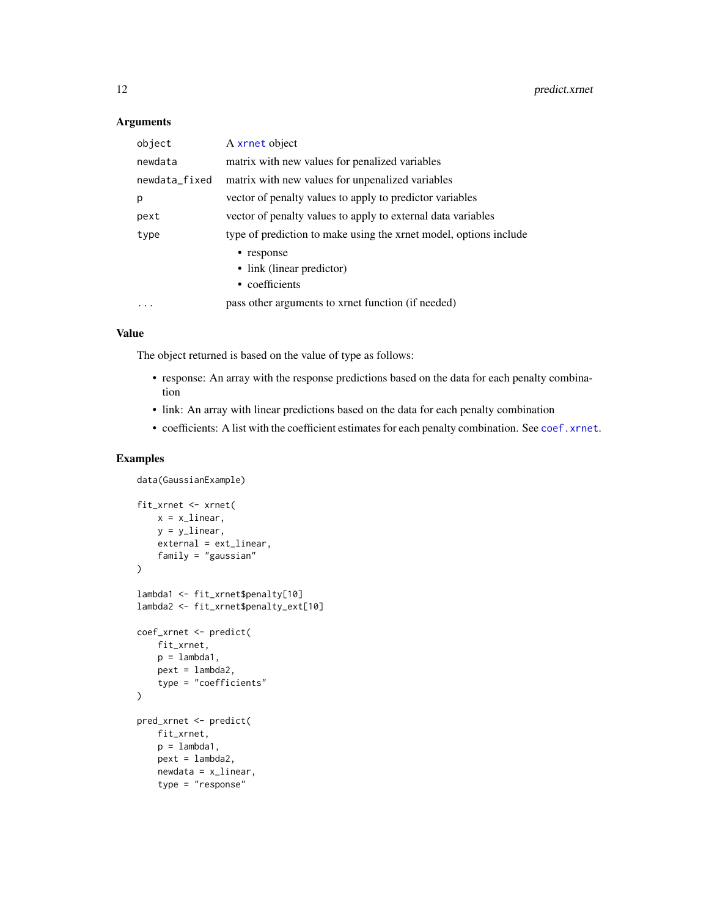## Arguments

| | |
|---|---|
| object | A xrnet object |
| newdata | matrix with new values for penalized variables |
| newdata_fixed | matrix with new values for unpenalized variables |
| p | vector of penalty values to apply to predictor variables |
| pext | vector of penalty values to apply to external data variables |
| type | type of prediction to make using the xrnet model, options include<br>• response<br>• link (linear predictor)<br>• coefficients |
| ... | pass other arguments to xrnet function (if needed) |

## Value

The object returned is based on the value of type as follows:

- response: An array with the response predictions based on the data for each penalty combination
- link: An array with linear predictions based on the data for each penalty combination
- coefficients: A list with the coefficient estimates for each penalty combination. See coef.xrnet.

## Examples

```
data(GaussianExample)

fit_xrnet <- xrnet(
    x = x_linear,
    y = y_linear,
    external = ext_linear,
    family = "gaussian"
)

lambda1 <- fit_xrnet$penalty[10]
lambda2 <- fit_xrnet$penalty_ext[10]

coef_xrnet <- predict(
    fit_xrnet,
    p = lambda1,
    pext = lambda2,
    type = "coefficients"
)

pred_xrnet <- predict(
    fit_xrnet,
    p = lambda1,
    pext = lambda2,
    newdata = x_linear,
    type = "response"
```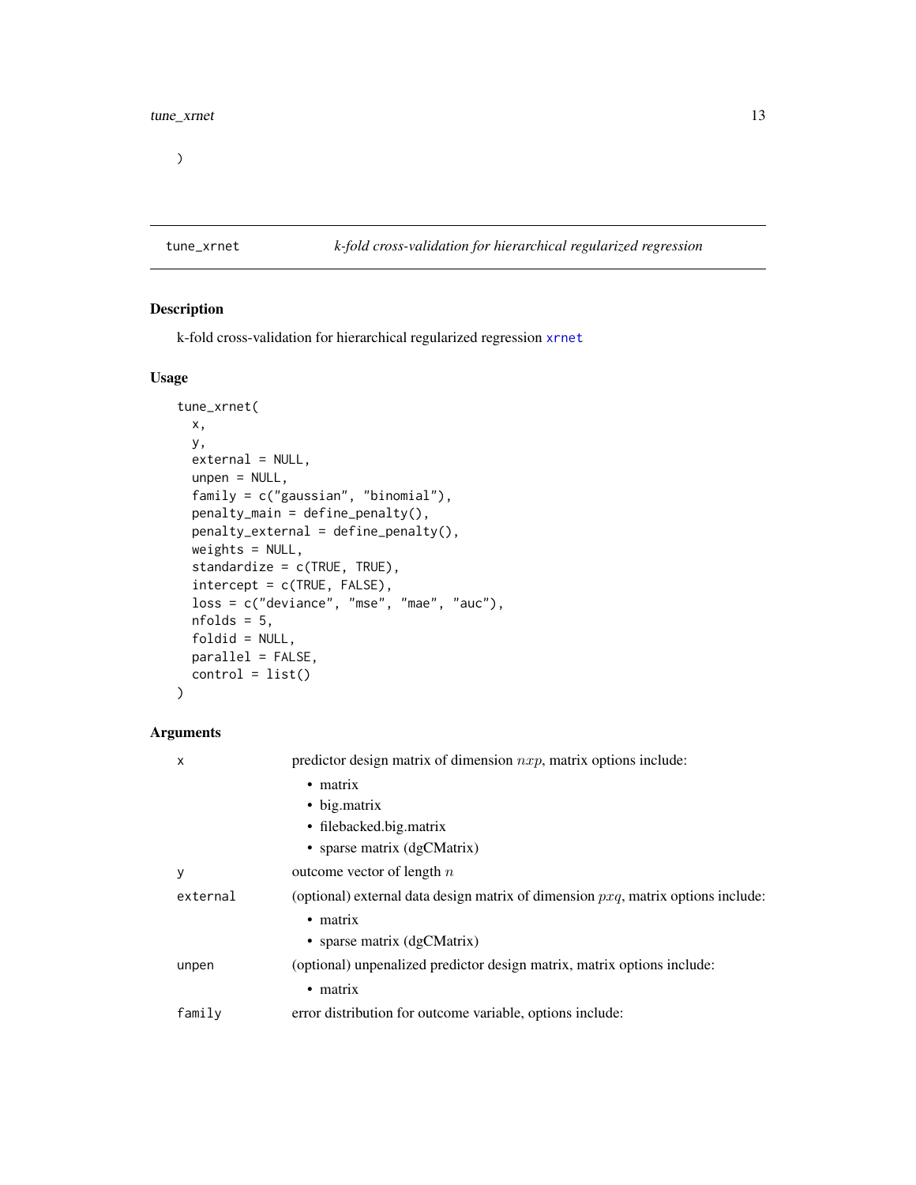```
)
```

## tune_xrnet — *k-fold cross-validation for hierarchical regularized regression*

### Description

k-fold cross-validation for hierarchical regularized regression xrnet

### Usage

```
tune_xrnet(
  x,
  y,
  external = NULL,
  unpen = NULL,
  family = c("gaussian", "binomial"),
  penalty_main = define_penalty(),
  penalty_external = define_penalty(),
  weights = NULL,
  standardize = c(TRUE, TRUE),
  intercept = c(TRUE, FALSE),
  loss = c("deviance", "mse", "mae", "auc"),
  nfolds = 5,
  foldid = NULL,
  parallel = FALSE,
  control = list()
)
```

### Arguments

`x` predictor design matrix of dimension $nxp$, matrix options include:

- matrix
- big.matrix
- filebacked.big.matrix
- sparse matrix (dgCMatrix)

`y` outcome vector of length $n$

`external` (optional) external data design matrix of dimension $pxq$, matrix options include:

- matrix
- sparse matrix (dgCMatrix)

`unpen` (optional) unpenalized predictor design matrix, matrix options include:

- matrix

`family` error distribution for outcome variable, options include: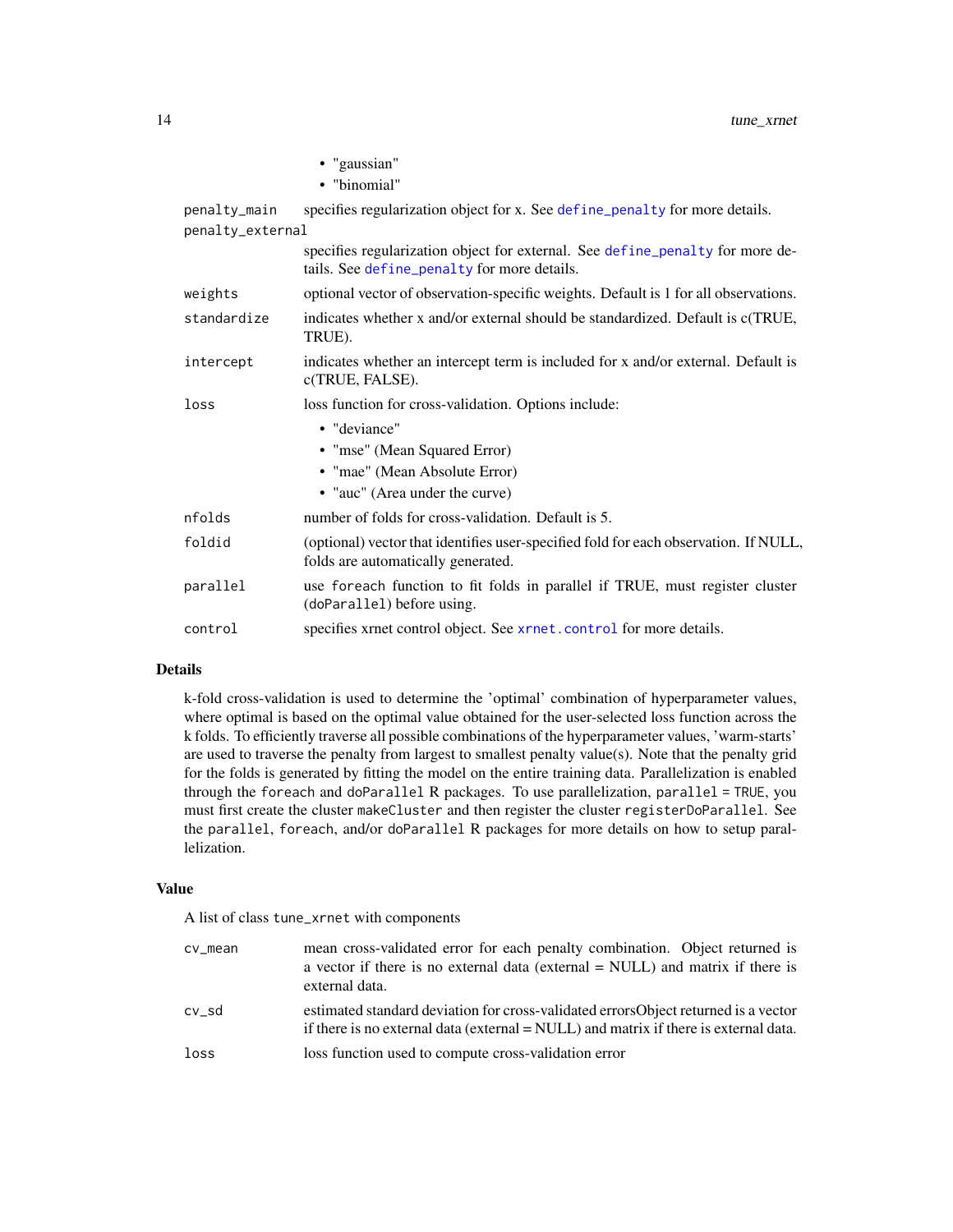- "gaussian"
- "binomial"

| | |
|---|---|
| `penalty_main` | specifies regularization object for x. See `define_penalty` for more details. |
| `penalty_external` | specifies regularization object for external. See `define_penalty` for more details. See `define_penalty` for more details. |
| `weights` | optional vector of observation-specific weights. Default is 1 for all observations. |
| `standardize` | indicates whether x and/or external should be standardized. Default is c(TRUE, TRUE). |
| `intercept` | indicates whether an intercept term is included for x and/or external. Default is c(TRUE, FALSE). |
| `loss` | loss function for cross-validation. Options include: <br>• "deviance" <br>• "mse" (Mean Squared Error) <br>• "mae" (Mean Absolute Error) <br>• "auc" (Area under the curve) |
| `nfolds` | number of folds for cross-validation. Default is 5. |
| `foldid` | (optional) vector that identifies user-specified fold for each observation. If NULL, folds are automatically generated. |
| `parallel` | use `foreach` function to fit folds in parallel if TRUE, must register cluster (`doParallel`) before using. |
| `control` | specifies xrnet control object. See `xrnet.control` for more details. |

## Details

k-fold cross-validation is used to determine the 'optimal' combination of hyperparameter values, where optimal is based on the optimal value obtained for the user-selected loss function across the k folds. To efficiently traverse all possible combinations of the hyperparameter values, 'warm-starts' are used to traverse the penalty from largest to smallest penalty value(s). Note that the penalty grid for the folds is generated by fitting the model on the entire training data. Parallelization is enabled through the `foreach` and `doParallel` R packages. To use parallelization, `parallel = TRUE`, you must first create the cluster `makeCluster` and then register the cluster `registerDoParallel`. See the `parallel`, `foreach`, and/or `doParallel` R packages for more details on how to setup parallelization.

## Value

A list of class `tune_xrnet` with components

| | |
|---|---|
| `cv_mean` | mean cross-validated error for each penalty combination. Object returned is a vector if there is no external data (external = NULL) and matrix if there is external data. |
| `cv_sd` | estimated standard deviation for cross-validated errorsObject returned is a vector if there is no external data (external = NULL) and matrix if there is external data. |
| `loss` | loss function used to compute cross-validation error |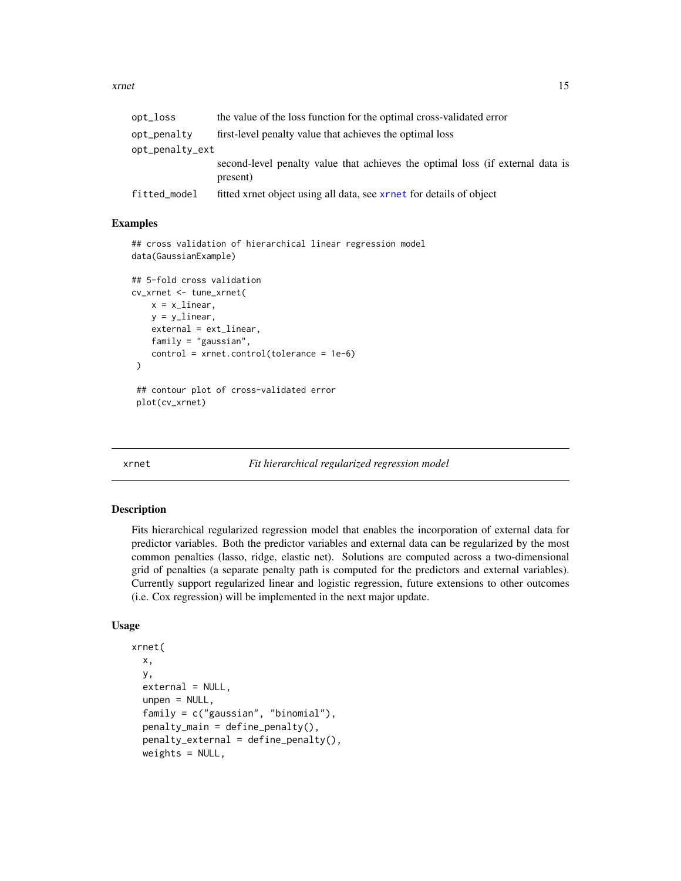| | |
|---|---|
| opt_loss | the value of the loss function for the optimal cross-validated error |
| opt_penalty | first-level penalty value that achieves the optimal loss |
| opt_penalty_ext | second-level penalty value that achieves the optimal loss (if external data is present) |
| fitted_model | fitted xrnet object using all data, see xrnet for details of object |

### Examples

```
## cross validation of hierarchical linear regression model
data(GaussianExample)

## 5-fold cross validation
cv_xrnet <- tune_xrnet(
    x = x_linear,
    y = y_linear,
    external = ext_linear,
    family = "gaussian",
    control = xrnet.control(tolerance = 1e-6)
 )

 ## contour plot of cross-validated error
 plot(cv_xrnet)
```

## xrnet — *Fit hierarchical regularized regression model*

### Description

Fits hierarchical regularized regression model that enables the incorporation of external data for predictor variables. Both the predictor variables and external data can be regularized by the most common penalties (lasso, ridge, elastic net). Solutions are computed across a two-dimensional grid of penalties (a separate penalty path is computed for the predictors and external variables). Currently support regularized linear and logistic regression, future extensions to other outcomes (i.e. Cox regression) will be implemented in the next major update.

### Usage

```
xrnet(
  x,
  y,
  external = NULL,
  unpen = NULL,
  family = c("gaussian", "binomial"),
  penalty_main = define_penalty(),
  penalty_external = define_penalty(),
  weights = NULL,
```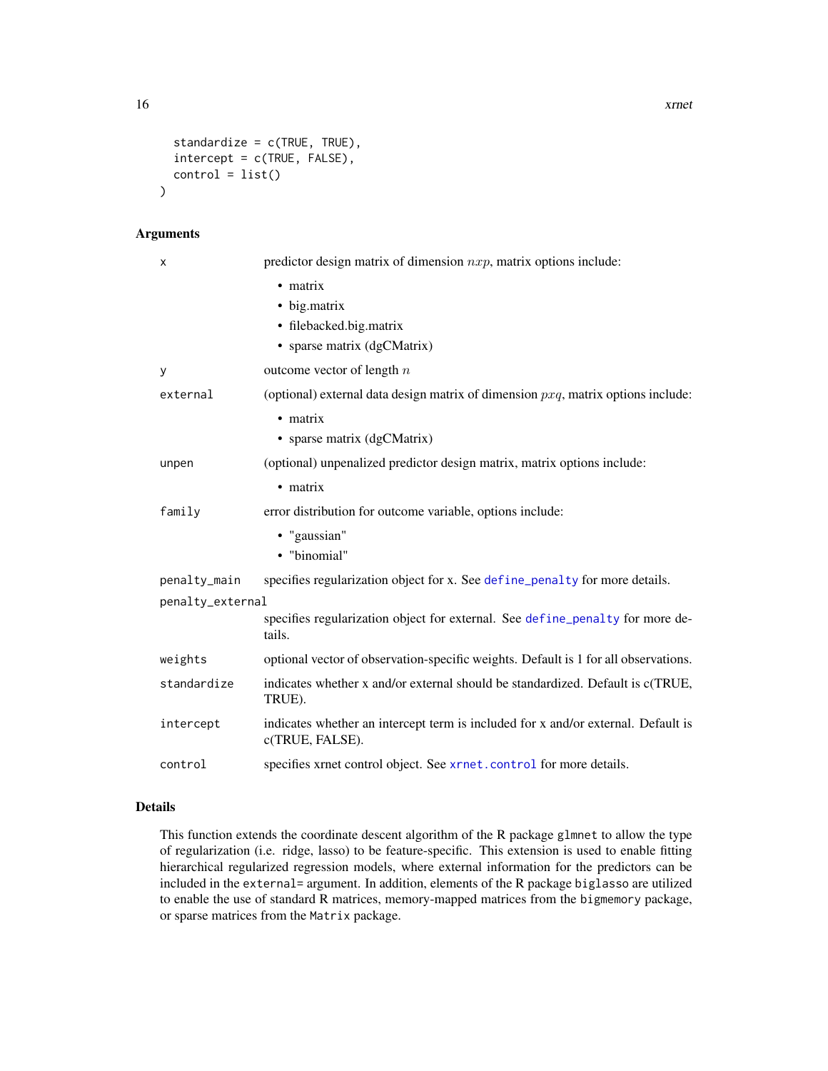```
  standardize = c(TRUE, TRUE),
  intercept = c(TRUE, FALSE),
  control = list()
)
```

## Arguments

| | |
|---|---|
| x | predictor design matrix of dimension $nxp$, matrix options include: <br>• matrix <br>• big.matrix <br>• filebacked.big.matrix <br>• sparse matrix (dgCMatrix) |
| y | outcome vector of length $n$ |
| external | (optional) external data design matrix of dimension $pxq$, matrix options include: <br>• matrix <br>• sparse matrix (dgCMatrix) |
| unpen | (optional) unpenalized predictor design matrix, matrix options include: <br>• matrix |
| family | error distribution for outcome variable, options include: <br>• "gaussian" <br>• "binomial" |
| penalty_main | specifies regularization object for x. See define_penalty for more details. |
| penalty_external | specifies regularization object for external. See define_penalty for more details. |
| weights | optional vector of observation-specific weights. Default is 1 for all observations. |
| standardize | indicates whether x and/or external should be standardized. Default is c(TRUE, TRUE). |
| intercept | indicates whether an intercept term is included for x and/or external. Default is c(TRUE, FALSE). |
| control | specifies xrnet control object. See xrnet.control for more details. |

## Details

This function extends the coordinate descent algorithm of the R package `glmnet` to allow the type of regularization (i.e. ridge, lasso) to be feature-specific. This extension is used to enable fitting hierarchical regularized regression models, where external information for the predictors can be included in the `external=` argument. In addition, elements of the R package `biglasso` are utilized to enable the use of standard R matrices, memory-mapped matrices from the `bigmemory` package, or sparse matrices from the `Matrix` package.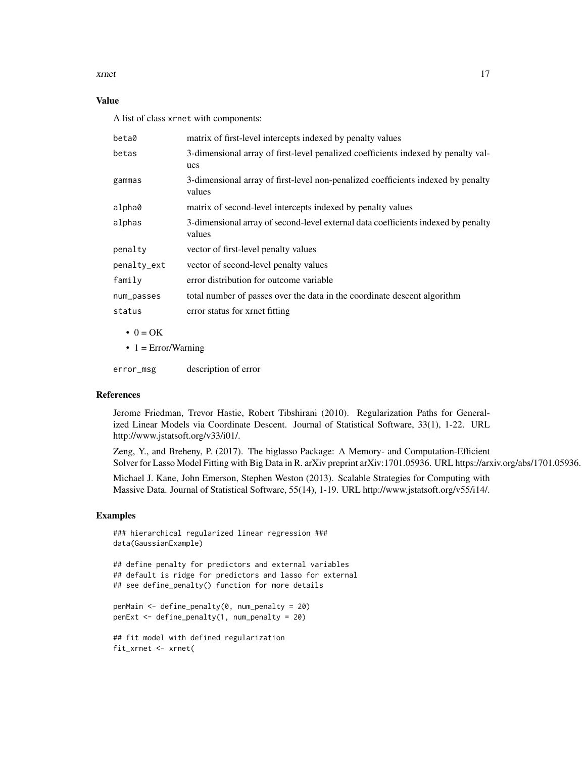## Value

A list of class `xrnet` with components:

| | |
|---|---|
| beta0 | matrix of first-level intercepts indexed by penalty values |
| betas | 3-dimensional array of first-level penalized coefficients indexed by penalty values |
| gammas | 3-dimensional array of first-level non-penalized coefficients indexed by penalty values |
| alpha0 | matrix of second-level intercepts indexed by penalty values |
| alphas | 3-dimensional array of second-level external data coefficients indexed by penalty values |
| penalty | vector of first-level penalty values |
| penalty_ext | vector of second-level penalty values |
| family | error distribution for outcome variable |
| num_passes | total number of passes over the data in the coordinate descent algorithm |
| status | error status for xrnet fitting |

- 0 = OK
- 1 = Error/Warning

| | |
|---|---|
| error_msg | description of error |

## References

Jerome Friedman, Trevor Hastie, Robert Tibshirani (2010). Regularization Paths for Generalized Linear Models via Coordinate Descent. Journal of Statistical Software, 33(1), 1-22. URL http://www.jstatsoft.org/v33/i01/.

Zeng, Y., and Breheny, P. (2017). The biglasso Package: A Memory- and Computation-Efficient Solver for Lasso Model Fitting with Big Data in R. arXiv preprint arXiv:1701.05936. URL https://arxiv.org/abs/1701.05936.

Michael J. Kane, John Emerson, Stephen Weston (2013). Scalable Strategies for Computing with Massive Data. Journal of Statistical Software, 55(14), 1-19. URL http://www.jstatsoft.org/v55/i14/.

## Examples

```
### hierarchical regularized linear regression ###
data(GaussianExample)

## define penalty for predictors and external variables
## default is ridge for predictors and lasso for external
## see define_penalty() function for more details

penMain <- define_penalty(0, num_penalty = 20)
penExt <- define_penalty(1, num_penalty = 20)

## fit model with defined regularization
fit_xrnet <- xrnet(
```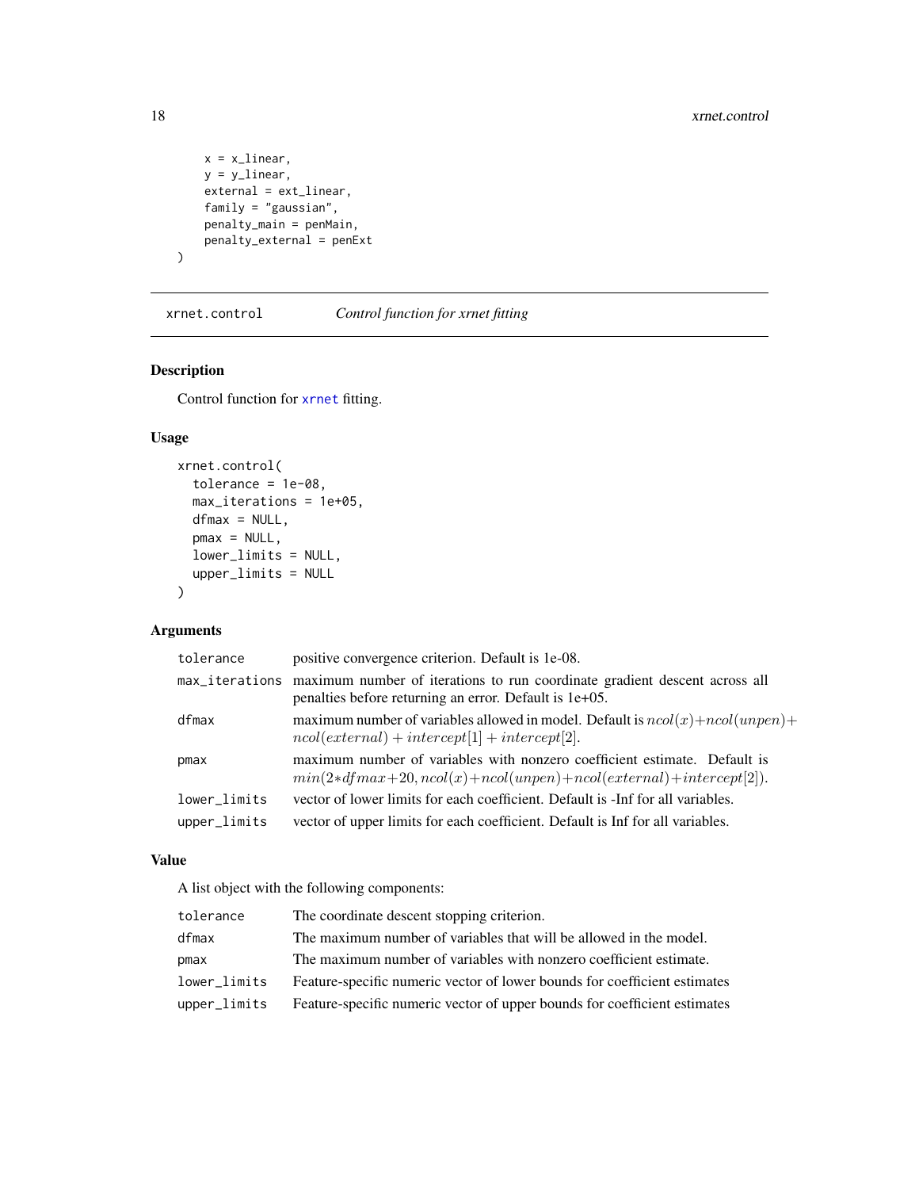```
    x = x_linear,
    y = y_linear,
    external = ext_linear,
    family = "gaussian",
    penalty_main = penMain,
    penalty_external = penExt
)
```

---

`xrnet.control` *Control function for xrnet fitting*

---

## Description

Control function for `xrnet` fitting.

## Usage

```
xrnet.control(
  tolerance = 1e-08,
  max_iterations = 1e+05,
  dfmax = NULL,
  pmax = NULL,
  lower_limits = NULL,
  upper_limits = NULL
)
```

## Arguments

| | |
|---|---|
| `tolerance` | positive convergence criterion. Default is 1e-08. |
| `max_iterations` | maximum number of iterations to run coordinate gradient descent across all penalties before returning an error. Default is 1e+05. |
| `dfmax` | maximum number of variables allowed in model. Default is $ncol(x) + ncol(unpen) + ncol(external) + intercept[1] + intercept[2]$. |
| `pmax` | maximum number of variables with nonzero coefficient estimate. Default is $min(2*dfmax + 20, ncol(x) + ncol(unpen) + ncol(external) + intercept[2])$. |
| `lower_limits` | vector of lower limits for each coefficient. Default is -Inf for all variables. |
| `upper_limits` | vector of upper limits for each coefficient. Default is Inf for all variables. |

## Value

A list object with the following components:

| | |
|---|---|
| `tolerance` | The coordinate descent stopping criterion. |
| `dfmax` | The maximum number of variables that will be allowed in the model. |
| `pmax` | The maximum number of variables with nonzero coefficient estimate. |
| `lower_limits` | Feature-specific numeric vector of lower bounds for coefficient estimates |
| `upper_limits` | Feature-specific numeric vector of upper bounds for coefficient estimates |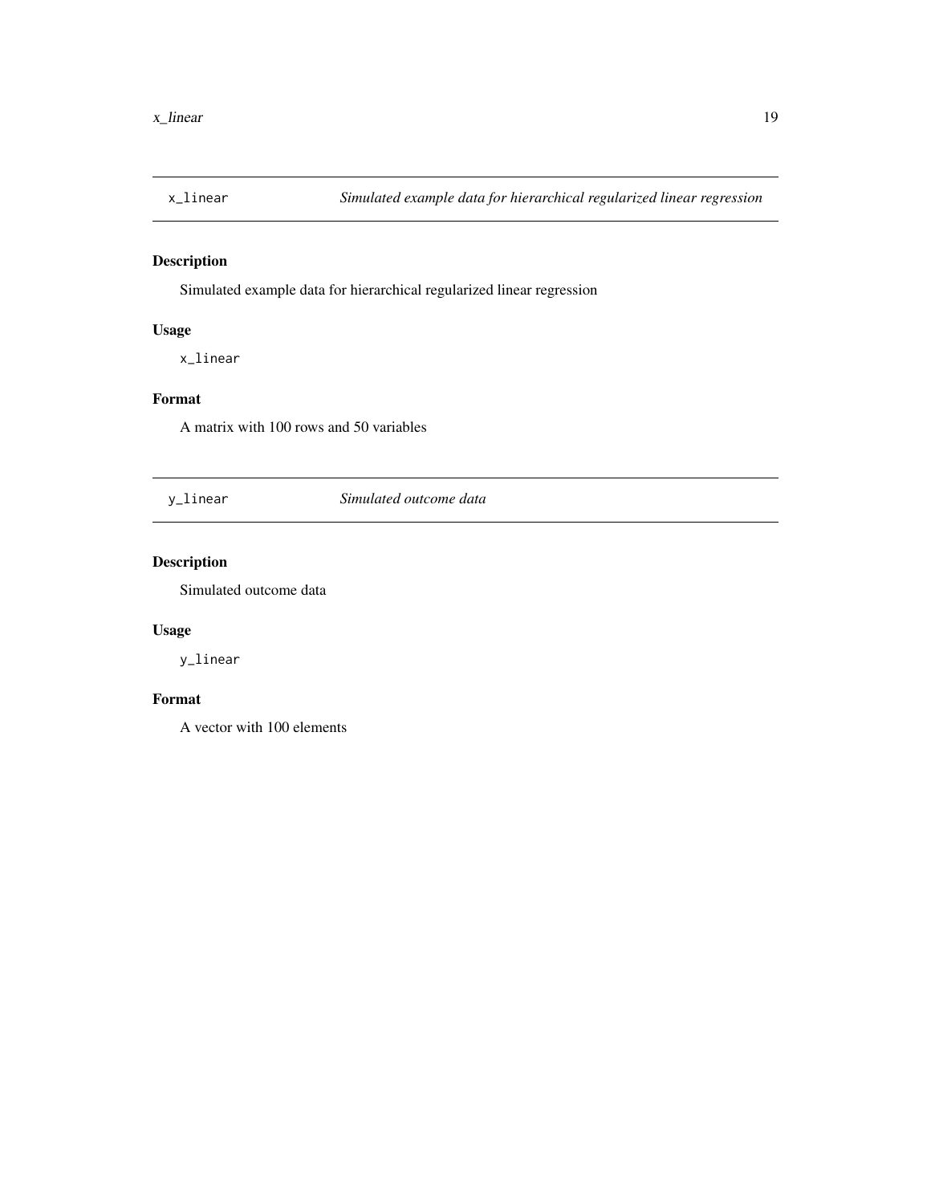## x_linear — *Simulated example data for hierarchical regularized linear regression*

### Description

Simulated example data for hierarchical regularized linear regression

### Usage

```
x_linear
```

### Format

A matrix with 100 rows and 50 variables

## y_linear — *Simulated outcome data*

### Description

Simulated outcome data

### Usage

```
y_linear
```

### Format

A vector with 100 elements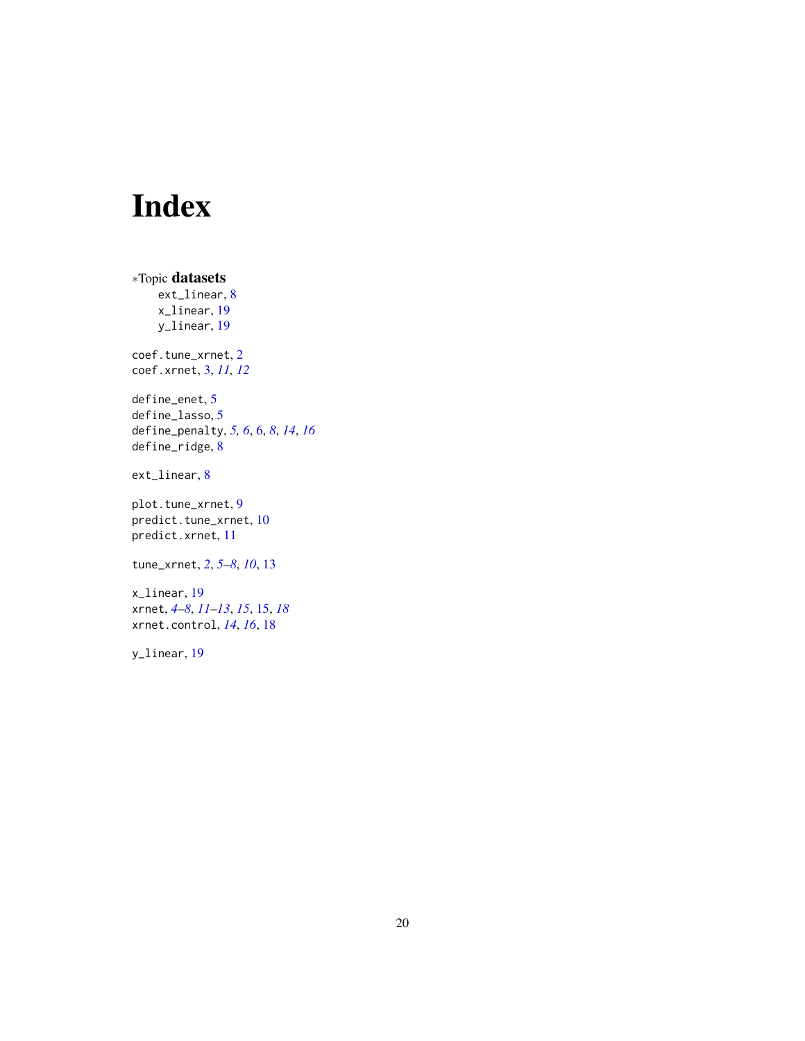# Index

∗Topic **datasets**

- ext_linear, 8
- x_linear, 19
- y_linear, 19

coef.tune_xrnet, 2
coef.xrnet, 3, *11, 12*

define_enet, 5
define_lasso, 5
define_penalty, *5, 6*, 6, *8*, *14*, *16*
define_ridge, 8

ext_linear, 8

plot.tune_xrnet, 9
predict.tune_xrnet, 10
predict.xrnet, 11

tune_xrnet, *2*, *5–8*, *10*, 13

x_linear, 19
xrnet, *4–8*, *11–13*, *15*, 15, *18*
xrnet.control, *14*, *16*, 18

y_linear, 19